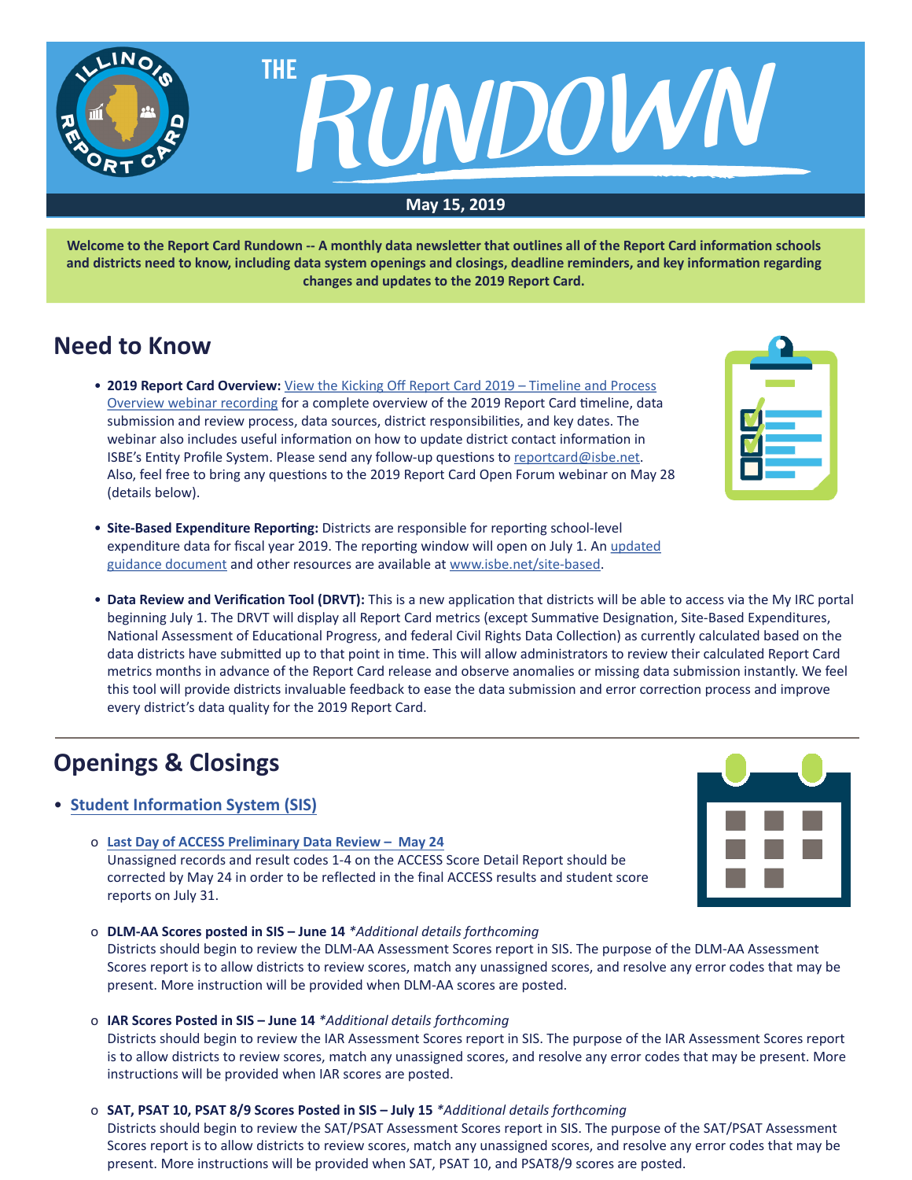# THE RUNDOWN

**May 15, 2019**

**Welcome to the Report Card Rundown -- A monthly data newsletter that outlines all of the Report Card information schools and districts need to know, including data system openings and closings, deadline reminders, and key information regarding changes and updates to the 2019 Report Card.**

## Need to Know

- **2019 Report Card Overview:** View the Kicking Off Report Card 2019 – Timeline and Process Overview webinar recording for a complete overview of the 2019 Report Card timeline, data submission and review process, data sources, district responsibilities, and key dates. The webinar also includes useful information on how to update district contact information in ISBE's Entity Profile System. Please send any follow-up questions to reportcard@isbe.net. Also, feel free to bring any questions to the 2019 Report Card Open Forum webinar on May 28 (details below).

- **Site-Based Expenditure Reporting:** Districts are responsible for reporting school-level expenditure data for fiscal year 2019. The reporting window will open on July 1. An updated guidance document and other resources are available at www.isbe.net/site-based.

- **Data Review and Verification Tool (DRVT):** This is a new application that districts will be able to access via the My IRC portal beginning July 1. The DRVT will display all Report Card metrics (except Summative Designation, Site-Based Expenditures, National Assessment of Educational Progress, and federal Civil Rights Data Collection) as currently calculated based on the data districts have submitted up to that point in time. This will allow administrators to review their calculated Report Card metrics months in advance of the Report Card release and observe anomalies or missing data submission instantly. We feel this tool will provide districts invaluable feedback to ease the data submission and error correction process and improve every district's data quality for the 2019 Report Card.

## Openings & Closings

- **Student Information System (SIS)**
  - **Last Day of ACCESS Preliminary Data Review – May 24**
    Unassigned records and result codes 1-4 on the ACCESS Score Detail Report should be corrected by May 24 in order to be reflected in the final ACCESS results and student score reports on July 31.
  - **DLM-AA Scores posted in SIS – June 14** *\*Additional details forthcoming*
    Districts should begin to review the DLM-AA Assessment Scores report in SIS. The purpose of the DLM-AA Assessment Scores report is to allow districts to review scores, match any unassigned scores, and resolve any error codes that may be present. More instruction will be provided when DLM-AA scores are posted.
  - **IAR Scores Posted in SIS – June 14** *\*Additional details forthcoming*
    Districts should begin to review the IAR Assessment Scores report in SIS. The purpose of the IAR Assessment Scores report is to allow districts to review scores, match any unassigned scores, and resolve any error codes that may be present. More instructions will be provided when IAR scores are posted.
  - **SAT, PSAT 10, PSAT 8/9 Scores Posted in SIS – July 15** *\*Additional details forthcoming*
    Districts should begin to review the SAT/PSAT Assessment Scores report in SIS. The purpose of the SAT/PSAT Assessment Scores report is to allow districts to review scores, match any unassigned scores, and resolve any error codes that may be present. More instructions will be provided when SAT, PSAT 10, and PSAT8/9 scores are posted.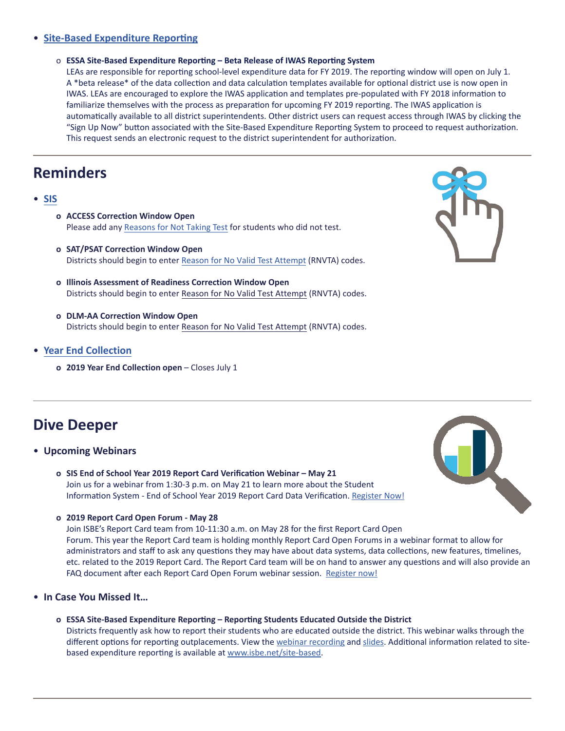- **Site-Based Expenditure Reporting**
  - **ESSA Site-Based Expenditure Reporting – Beta Release of IWAS Reporting System**
    LEAs are responsible for reporting school-level expenditure data for FY 2019. The reporting window will open on July 1. A *beta release* of the data collection and data calculation templates available for optional district use is now open in IWAS. LEAs are encouraged to explore the IWAS application and templates pre-populated with FY 2018 information to familiarize themselves with the process as preparation for upcoming FY 2019 reporting. The IWAS application is automatically available to all district superintendents. Other district users can request access through IWAS by clicking the "Sign Up Now" button associated with the Site-Based Expenditure Reporting System to proceed to request authorization. This request sends an electronic request to the district superintendent for authorization.

## Reminders

- **SIS**
  - **ACCESS Correction Window Open**
    Please add any Reasons for Not Taking Test for students who did not test.
  - **SAT/PSAT Correction Window Open**
    Districts should begin to enter Reason for No Valid Test Attempt (RNVTA) codes.
  - **Illinois Assessment of Readiness Correction Window Open**
    Districts should begin to enter Reason for No Valid Test Attempt (RNVTA) codes.
  - **DLM-AA Correction Window Open**
    Districts should begin to enter Reason for No Valid Test Attempt (RNVTA) codes.
- **Year End Collection**
  - **2019 Year End Collection open** – Closes July 1

## Dive Deeper

- **Upcoming Webinars**
  - **SIS End of School Year 2019 Report Card Verification Webinar – May 21**
    Join us for a webinar from 1:30-3 p.m. on May 21 to learn more about the Student Information System - End of School Year 2019 Report Card Data Verification. Register Now!
  - **2019 Report Card Open Forum - May 28**
    Join ISBE's Report Card team from 10-11:30 a.m. on May 28 for the first Report Card Open Forum. This year the Report Card team is holding monthly Report Card Open Forums in a webinar format to allow for administrators and staff to ask any questions they may have about data systems, data collections, new features, timelines, etc. related to the 2019 Report Card. The Report Card team will be on hand to answer any questions and will also provide an FAQ document after each Report Card Open Forum webinar session. Register now!
- **In Case You Missed It…**
  - **ESSA Site-Based Expenditure Reporting – Reporting Students Educated Outside the District**
    Districts frequently ask how to report their students who are educated outside the district. This webinar walks through the different options for reporting outplacements. View the webinar recording and slides. Additional information related to site-based expenditure reporting is available at www.isbe.net/site-based.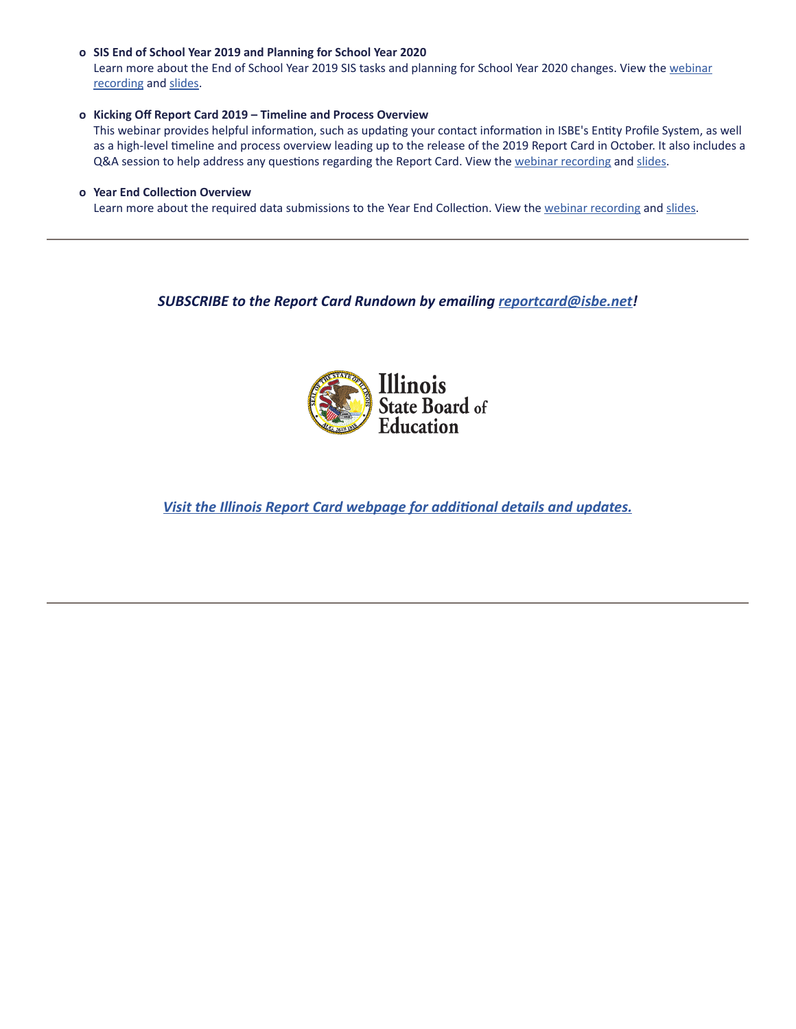- **SIS End of School Year 2019 and Planning for School Year 2020**
  Learn more about the End of School Year 2019 SIS tasks and planning for School Year 2020 changes. View the webinar recording and slides.

- **Kicking Off Report Card 2019 – Timeline and Process Overview**
  This webinar provides helpful information, such as updating your contact information in ISBE's Entity Profile System, as well as a high-level timeline and process overview leading up to the release of the 2019 Report Card in October. It also includes a Q&A session to help address any questions regarding the Report Card. View the webinar recording and slides.

- **Year End Collection Overview**
  Learn more about the required data submissions to the Year End Collection. View the webinar recording and slides.

---

***SUBSCRIBE to the Report Card Rundown by emailing reportcard@isbe.net!***

Illinois State Board of Education

*Visit the Illinois Report Card webpage for additional details and updates.*

---